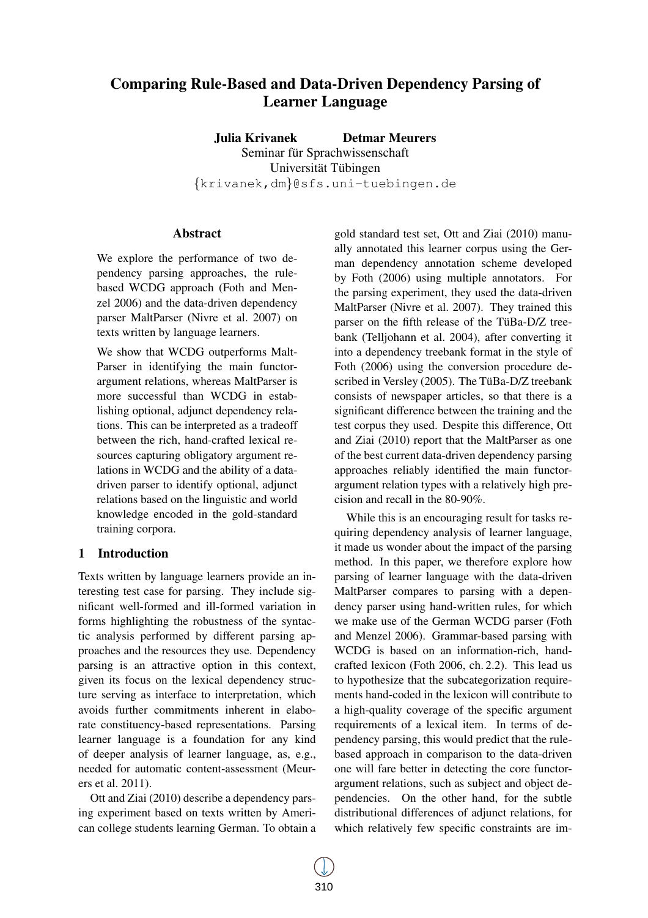# Comparing Rule-Based and Data-Driven Dependency Parsing of Learner Language

**Julia Krivanek** **Detmar Meurers**
Seminar für Sprachwissenschaft
Universität Tübingen
{krivanek,dm}@sfs.uni-tuebingen.de

## Abstract

We explore the performance of two dependency parsing approaches, the rule-based WCDG approach (Foth and Menzel 2006) and the data-driven dependency parser MaltParser (Nivre et al. 2007) on texts written by language learners.

We show that WCDG outperforms MaltParser in identifying the main functor-argument relations, whereas MaltParser is more successful than WCDG in establishing optional, adjunct dependency relations. This can be interpreted as a tradeoff between the rich, hand-crafted lexical resources capturing obligatory argument relations in WCDG and the ability of a data-driven parser to identify optional, adjunct relations based on the linguistic and world knowledge encoded in the gold-standard training corpora.

## 1 Introduction

Texts written by language learners provide an interesting test case for parsing. They include significant well-formed and ill-formed variation in forms highlighting the robustness of the syntactic analysis performed by different parsing approaches and the resources they use. Dependency parsing is an attractive option in this context, given its focus on the lexical dependency structure serving as interface to interpretation, which avoids further commitments inherent in elaborate constituency-based representations. Parsing learner language is a foundation for any kind of deeper analysis of learner language, as, e.g., needed for automatic content-assessment (Meurers et al. 2011).

Ott and Ziai (2010) describe a dependency parsing experiment based on texts written by American college students learning German. To obtain a gold standard test set, Ott and Ziai (2010) manually annotated this learner corpus using the German dependency annotation scheme developed by Foth (2006) using multiple annotators. For the parsing experiment, they used the data-driven MaltParser (Nivre et al. 2007). They trained this parser on the fifth release of the TüBa-D/Z treebank (Telljohann et al. 2004), after converting it into a dependency treebank format in the style of Foth (2006) using the conversion procedure described in Versley (2005). The TüBa-D/Z treebank consists of newspaper articles, so that there is a significant difference between the training and the test corpus they used. Despite this difference, Ott and Ziai (2010) report that the MaltParser as one of the best current data-driven dependency parsing approaches reliably identified the main functor-argument relation types with a relatively high precision and recall in the 80-90%.

While this is an encouraging result for tasks requiring dependency analysis of learner language, it made us wonder about the impact of the parsing method. In this paper, we therefore explore how parsing of learner language with the data-driven MaltParser compares to parsing with a dependency parser using hand-written rules, for which we make use of the German WCDG parser (Foth and Menzel 2006). Grammar-based parsing with WCDG is based on an information-rich, hand-crafted lexicon (Foth 2006, ch. 2.2). This lead us to hypothesize that the subcategorization requirements hand-coded in the lexicon will contribute to a high-quality coverage of the specific argument requirements of a lexical item. In terms of dependency parsing, this would predict that the rule-based approach in comparison to the data-driven one will fare better in detecting the core functor-argument relations, such as subject and object dependencies. On the other hand, for the subtle distributional differences of adjunct relations, for which relatively few specific constraints are im-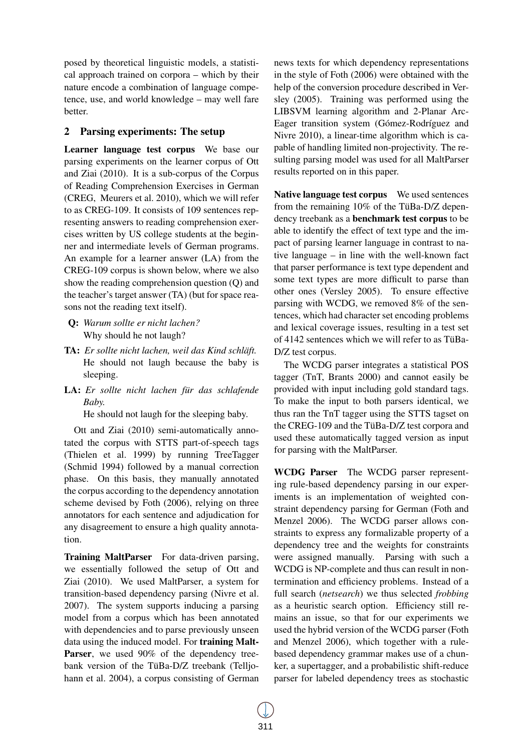posed by theoretical linguistic models, a statistical approach trained on corpora – which by their nature encode a combination of language competence, use, and world knowledge – may well fare better.

## 2 Parsing experiments: The setup

**Learner language test corpus** We base our parsing experiments on the learner corpus of Ott and Ziai (2010). It is a sub-corpus of the Corpus of Reading Comprehension Exercises in German (CREG, Meurers et al. 2010), which we will refer to as CREG-109. It consists of 109 sentences representing answers to reading comprehension exercises written by US college students at the beginner and intermediate levels of German programs. An example for a learner answer (LA) from the CREG-109 corpus is shown below, where we also show the reading comprehension question (Q) and the teacher's target answer (TA) (but for space reasons not the reading text itself).

**Q:** *Warum sollte er nicht lachen?*
Why should he not laugh?

**TA:** *Er sollte nicht lachen, weil das Kind schläft.*
He should not laugh because the baby is sleeping.

**LA:** *Er sollte nicht lachen für das schlafende Baby.*
He should not laugh for the sleeping baby.

Ott and Ziai (2010) semi-automatically annotated the corpus with STTS part-of-speech tags (Thielen et al. 1999) by running TreeTagger (Schmid 1994) followed by a manual correction phase. On this basis, they manually annotated the corpus according to the dependency annotation scheme devised by Foth (2006), relying on three annotators for each sentence and adjudication for any disagreement to ensure a high quality annotation.

**Training MaltParser** For data-driven parsing, we essentially followed the setup of Ott and Ziai (2010). We used MaltParser, a system for transition-based dependency parsing (Nivre et al. 2007). The system supports inducing a parsing model from a corpus which has been annotated with dependencies and to parse previously unseen data using the induced model. For **training MaltParser**, we used 90% of the dependency treebank version of the TüBa-D/Z treebank (Telljohann et al. 2004), a corpus consisting of German news texts for which dependency representations in the style of Foth (2006) were obtained with the help of the conversion procedure described in Versley (2005). Training was performed using the LIBSVM learning algorithm and 2-Planar Arc-Eager transition system (Gómez-Rodríguez and Nivre 2010), a linear-time algorithm which is capable of handling limited non-projectivity. The resulting parsing model was used for all MaltParser results reported on in this paper.

**Native language test corpus** We used sentences from the remaining 10% of the TüBa-D/Z dependency treebank as a **benchmark test corpus** to be able to identify the effect of text type and the impact of parsing learner language in contrast to native language – in line with the well-known fact that parser performance is text type dependent and some text types are more difficult to parse than other ones (Versley 2005). To ensure effective parsing with WCDG, we removed 8% of the sentences, which had character set encoding problems and lexical coverage issues, resulting in a test set of 4142 sentences which we will refer to as TüBa-D/Z test corpus.

The WCDG parser integrates a statistical POS tagger (TnT, Brants 2000) and cannot easily be provided with input including gold standard tags. To make the input to both parsers identical, we thus ran the TnT tagger using the STTS tagset on the CREG-109 and the TüBa-D/Z test corpora and used these automatically tagged version as input for parsing with the MaltParser.

**WCDG Parser** The WCDG parser representing rule-based dependency parsing in our experiments is an implementation of weighted constraint dependency parsing for German (Foth and Menzel 2006). The WCDG parser allows constraints to express any formalizable property of a dependency tree and the weights for constraints were assigned manually. Parsing with such a WCDG is NP-complete and thus can result in non-termination and efficiency problems. Instead of a full search (*netsearch*) we thus selected *frobbing* as a heuristic search option. Efficiency still remains an issue, so that for our experiments we used the hybrid version of the WCDG parser (Foth and Menzel 2006), which together with a rule-based dependency grammar makes use of a chunker, a supertagger, and a probabilistic shift-reduce parser for labeled dependency trees as stochastic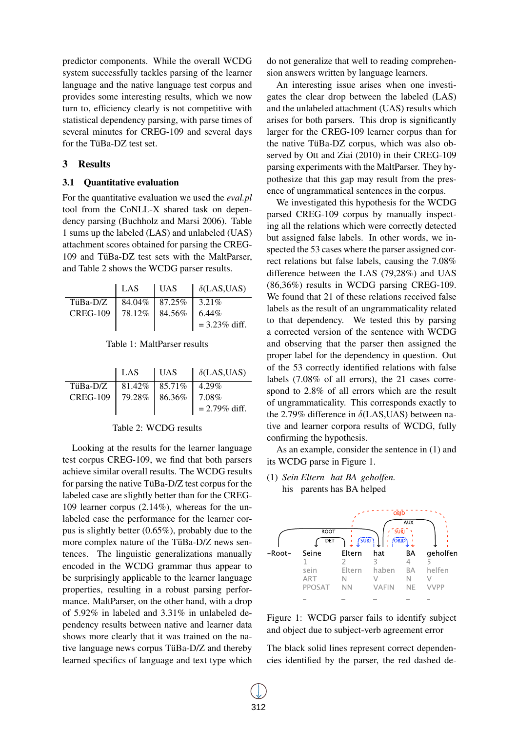predictor components. While the overall WCDG system successfully tackles parsing of the learner language and the native language test corpus and provides some interesting results, which we now turn to, efficiency clearly is not competitive with statistical dependency parsing, with parse times of several minutes for CREG-109 and several days for the TüBa-DZ test set.

## 3 Results

### 3.1 Quantitative evaluation

For the quantitative evaluation we used the *eval.pl* tool from the CoNLL-X shared task on dependency parsing (Buchholz and Marsi 2006). Table 1 sums up the labeled (LAS) and unlabeled (UAS) attachment scores obtained for parsing the CREG-109 and TüBa-DZ test sets with the MaltParser, and Table 2 shows the WCDG parser results.

| | LAS | UAS | $\delta$(LAS,UAS) |
|---|---|---|---|
| TüBa-D/Z | 84.04% | 87.25% | 3.21% |
| CREG-109 | 78.12% | 84.56% | 6.44% |
| | | | = 3.23% diff. |

Table 1: MaltParser results

| | LAS | UAS | $\delta$(LAS,UAS) |
|---|---|---|---|
| TüBa-D/Z | 81.42% | 85.71% | 4.29% |
| CREG-109 | 79.28% | 86.36% | 7.08% |
| | | | = 2.79% diff. |

Table 2: WCDG results

Looking at the results for the learner language test corpus CREG-109, we find that both parsers achieve similar overall results. The WCDG results for parsing the native TüBa-D/Z test corpus for the labeled case are slightly better than for the CREG-109 learner corpus (2.14%), whereas for the unlabeled case the performance for the learner corpus is slightly better (0.65%), probably due to the more complex nature of the TüBa-D/Z news sentences. The linguistic generalizations manually encoded in the WCDG grammar thus appear to be surprisingly applicable to the learner language properties, resulting in a robust parsing performance. MaltParser, on the other hand, with a drop of 5.92% in labeled and 3.31% in unlabeled dependency results between native and learner data shows more clearly that it was trained on the native language news corpus TüBa-D/Z and thereby learned specifics of language and text type which do not generalize that well to reading comprehension answers written by language learners.

An interesting issue arises when one investigates the clear drop between the labeled (LAS) and the unlabeled attachment (UAS) results which arises for both parsers. This drop is significantly larger for the CREG-109 learner corpus than for the native TüBa-DZ corpus, which was also observed by Ott and Ziai (2010) in their CREG-109 parsing experiments with the MaltParser. They hypothesize that this gap may result from the presence of ungrammatical sentences in the corpus.

We investigated this hypothesis for the WCDG parsed CREG-109 corpus by manually inspecting all the relations which were correctly detected but assigned false labels. In other words, we inspected the 53 cases where the parser assigned correct relations but false labels, causing the 7.08% difference between the LAS (79,28%) and UAS (86,36%) results in WCDG parsing CREG-109. We found that 21 of these relations received false labels as the result of an ungrammaticality related to that dependency. We tested this by parsing a corrected version of the sentence with WCDG and observing that the parser then assigned the proper label for the dependency in question. Out of the 53 correctly identified relations with false labels (7.08% of all errors), the 21 cases correspond to 2.8% of all errors which are the result of ungrammaticality. This corresponds exactly to the 2.79% difference in $\delta$(LAS,UAS) between native and learner corpora results of WCDG, fully confirming the hypothesis.

As an example, consider the sentence in (1) and its WCDG parse in Figure 1.

(1) *Sein Eltern hat BA geholfen.*
his parents has BA helped

Figure 1: WCDG parser fails to identify subject and object due to subject-verb agreement error

The black solid lines represent correct dependencies identified by the parser, the red dashed de-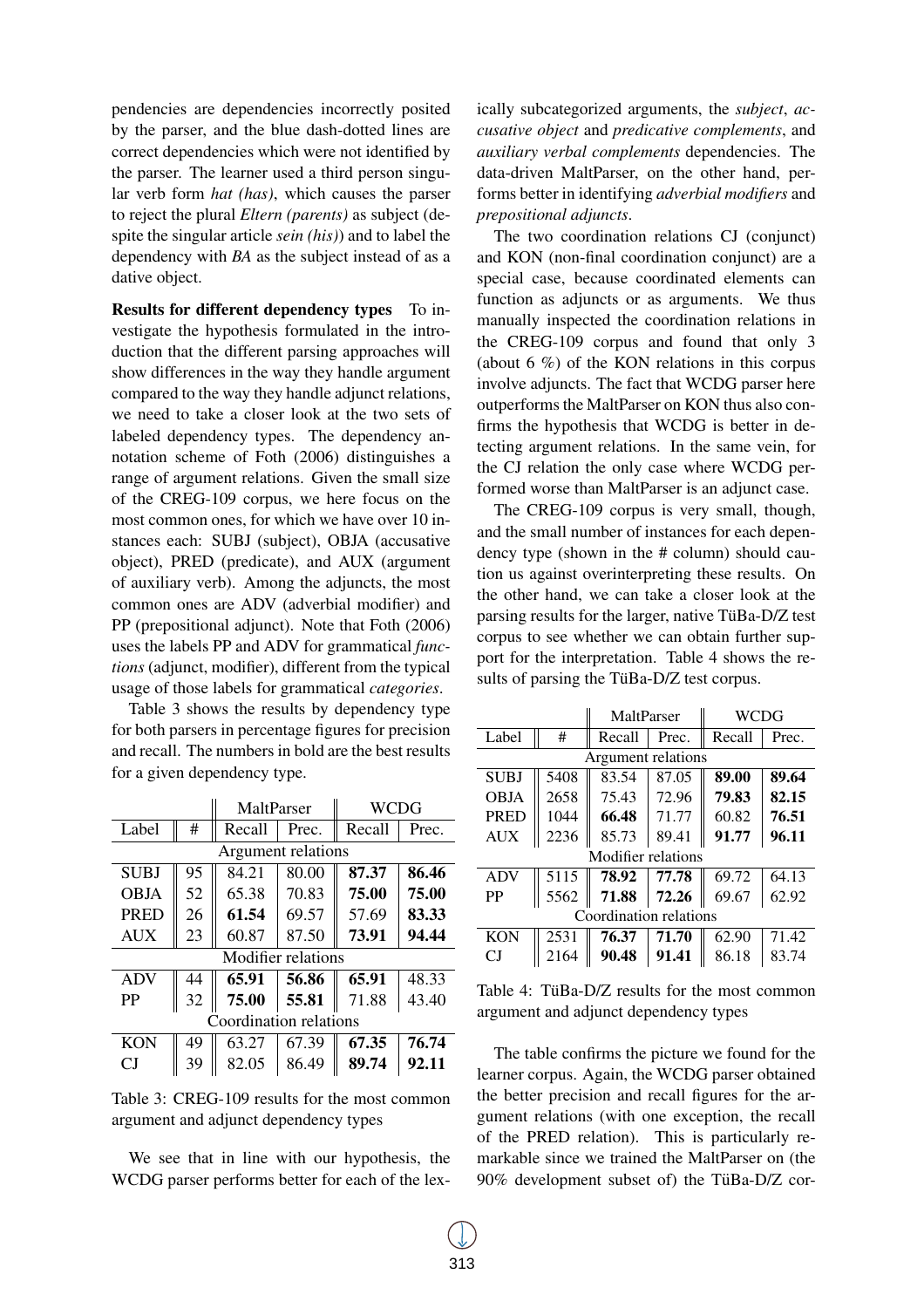pendencies are dependencies incorrectly posited by the parser, and the blue dash-dotted lines are correct dependencies which were not identified by the parser. The learner used a third person singular verb form *hat (has)*, which causes the parser to reject the plural *Eltern (parents)* as subject (despite the singular article *sein (his)*) and to label the dependency with *BA* as the subject instead of as a dative object.

**Results for different dependency types** To investigate the hypothesis formulated in the introduction that the different parsing approaches will show differences in the way they handle argument compared to the way they handle adjunct relations, we need to take a closer look at the two sets of labeled dependency types. The dependency annotation scheme of Foth (2006) distinguishes a range of argument relations. Given the small size of the CREG-109 corpus, we here focus on the most common ones, for which we have over 10 instances each: SUBJ (subject), OBJA (accusative object), PRED (predicate), and AUX (argument of auxiliary verb). Among the adjuncts, the most common ones are ADV (adverbial modifier) and PP (prepositional adjunct). Note that Foth (2006) uses the labels PP and ADV for grammatical *functions* (adjunct, modifier), different from the typical usage of those labels for grammatical *categories*.

Table 3 shows the results by dependency type for both parsers in percentage figures for precision and recall. The numbers in bold are the best results for a given dependency type.

| | | MaltParser | | WCDG | |
|---|---|---|---|---|---|
| Label | # | Recall | Prec. | Recall | Prec. |
| Argument relations | | | | | |
| SUBJ | 95 | 84.21 | 80.00 | **87.37** | **86.46** |
| OBJA | 52 | 65.38 | 70.83 | **75.00** | **75.00** |
| PRED | 26 | **61.54** | 69.57 | 57.69 | **83.33** |
| AUX | 23 | 60.87 | 87.50 | **73.91** | **94.44** |
| Modifier relations | | | | | |
| ADV | 44 | **65.91** | **56.86** | **65.91** | 48.33 |
| PP | 32 | **75.00** | **55.81** | 71.88 | 43.40 |
| Coordination relations | | | | | |
| KON | 49 | 63.27 | 67.39 | **67.35** | **76.74** |
| CJ | 39 | 82.05 | 86.49 | **89.74** | **92.11** |

Table 3: CREG-109 results for the most common argument and adjunct dependency types

We see that in line with our hypothesis, the WCDG parser performs better for each of the lexically subcategorized arguments, the *subject*, *accusative object* and *predicative complements*, and *auxiliary verbal complements* dependencies. The data-driven MaltParser, on the other hand, performs better in identifying *adverbial modifiers* and *prepositional adjuncts*.

The two coordination relations CJ (conjunct) and KON (non-final coordination conjunct) are a special case, because coordinated elements can function as adjuncts or as arguments. We thus manually inspected the coordination relations in the CREG-109 corpus and found that only 3 (about 6 %) of the KON relations in this corpus involve adjuncts. The fact that WCDG parser here outperforms the MaltParser on KON thus also confirms the hypothesis that WCDG is better in detecting argument relations. In the same vein, for the CJ relation the only case where WCDG performed worse than MaltParser is an adjunct case.

The CREG-109 corpus is very small, though, and the small number of instances for each dependency type (shown in the # column) should caution us against overinterpreting these results. On the other hand, we can take a closer look at the parsing results for the larger, native TüBa-D/Z test corpus to see whether we can obtain further support for the interpretation. Table 4 shows the results of parsing the TüBa-D/Z test corpus.

| | | MaltParser | | WCDG | |
|---|---|---|---|---|---|
| Label | # | Recall | Prec. | Recall | Prec. |
| Argument relations | | | | | |
| SUBJ | 5408 | 83.54 | 87.05 | **89.00** | **89.64** |
| OBJA | 2658 | 75.43 | 72.96 | **79.83** | **82.15** |
| PRED | 1044 | **66.48** | 71.77 | 60.82 | **76.51** |
| AUX | 2236 | 85.73 | 89.41 | **91.77** | **96.11** |
| Modifier relations | | | | | |
| ADV | 5115 | **78.92** | **77.78** | 69.72 | 64.13 |
| PP | 5562 | **71.88** | **72.26** | 69.67 | 62.92 |
| Coordination relations | | | | | |
| KON | 2531 | **76.37** | **71.70** | 62.90 | 71.42 |
| CJ | 2164 | **90.48** | **91.41** | 86.18 | 83.74 |

Table 4: TüBa-D/Z results for the most common argument and adjunct dependency types

The table confirms the picture we found for the learner corpus. Again, the WCDG parser obtained the better precision and recall figures for the argument relations (with one exception, the recall of the PRED relation). This is particularly remarkable since we trained the MaltParser on (the 90% development subset of) the TüBa-D/Z cor-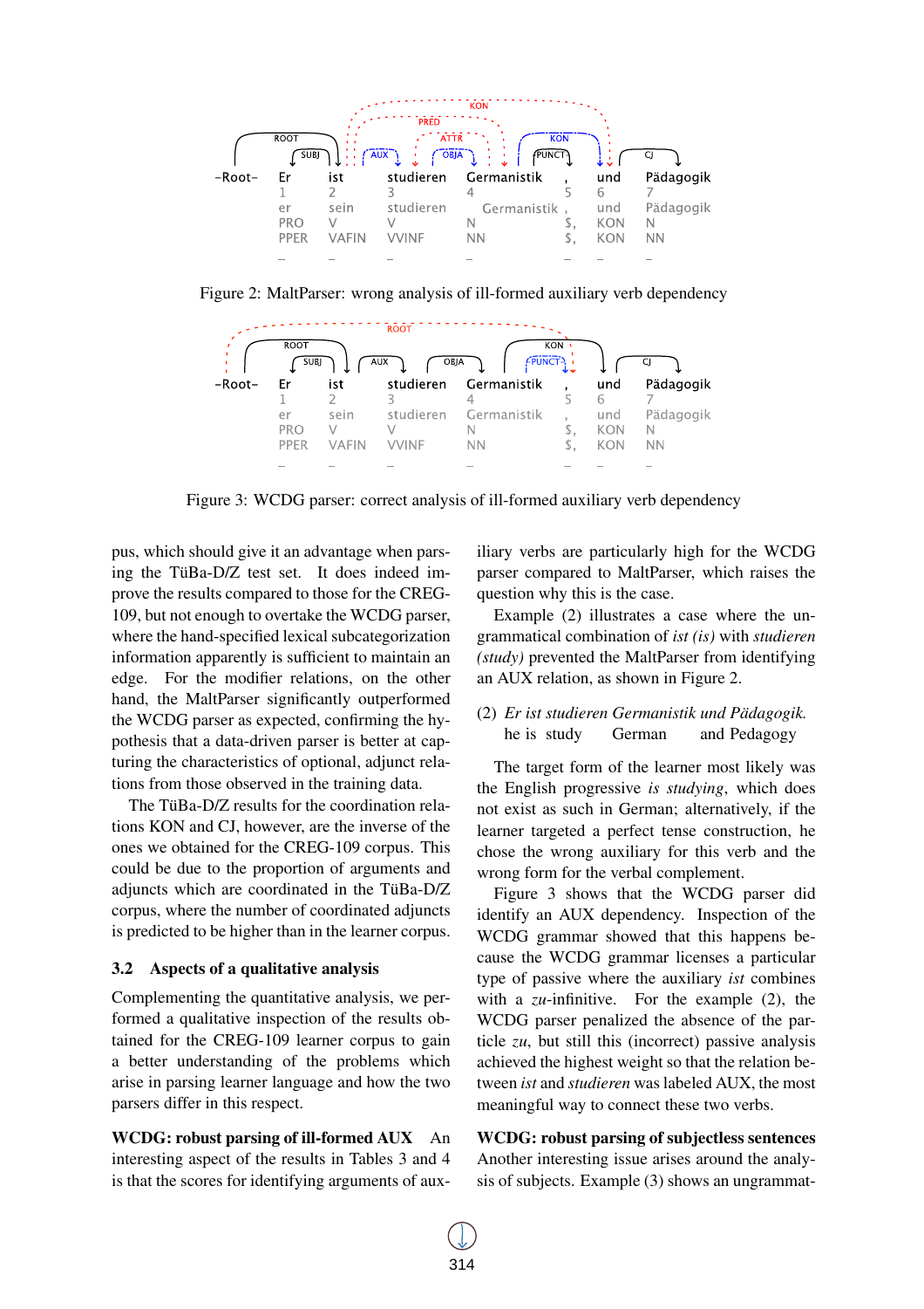Figure 2: MaltParser: wrong analysis of ill-formed auxiliary verb dependency

Figure 3: WCDG parser: correct analysis of ill-formed auxiliary verb dependency

pus, which should give it an advantage when parsing the TüBa-D/Z test set. It does indeed improve the results compared to those for the CREG-109, but not enough to overtake the WCDG parser, where the hand-specified lexical subcategorization information apparently is sufficient to maintain an edge. For the modifier relations, on the other hand, the MaltParser significantly outperformed the WCDG parser as expected, confirming the hypothesis that a data-driven parser is better at capturing the characteristics of optional, adjunct relations from those observed in the training data.

The TüBa-D/Z results for the coordination relations KON and CJ, however, are the inverse of the ones we obtained for the CREG-109 corpus. This could be due to the proportion of arguments and adjuncts which are coordinated in the TüBa-D/Z corpus, where the number of coordinated adjuncts is predicted to be higher than in the learner corpus.

### 3.2 Aspects of a qualitative analysis

Complementing the quantitative analysis, we performed a qualitative inspection of the results obtained for the CREG-109 learner corpus to gain a better understanding of the problems which arise in parsing learner language and how the two parsers differ in this respect.

**WCDG: robust parsing of ill-formed AUX** An interesting aspect of the results in Tables 3 and 4 is that the scores for identifying arguments of auxiliary verbs are particularly high for the WCDG parser compared to MaltParser, which raises the question why this is the case.

Example (2) illustrates a case where the ungrammatical combination of *ist (is)* with *studieren (study)* prevented the MaltParser from identifying an AUX relation, as shown in Figure 2.

(2) *Er ist studieren Germanistik und Pädagogik.*
he is study German and Pedagogy

The target form of the learner most likely was the English progressive *is studying*, which does not exist as such in German; alternatively, if the learner targeted a perfect tense construction, he chose the wrong auxiliary for this verb and the wrong form for the verbal complement.

Figure 3 shows that the WCDG parser did identify an AUX dependency. Inspection of the WCDG grammar showed that this happens because the WCDG grammar licenses a particular type of passive where the auxiliary *ist* combines with a *zu*-infinitive. For the example (2), the WCDG parser penalized the absence of the particle *zu*, but still this (incorrect) passive analysis achieved the highest weight so that the relation between *ist* and *studieren* was labeled AUX, the most meaningful way to connect these two verbs.

**WCDG: robust parsing of subjectless sentences** Another interesting issue arises around the analysis of subjects. Example (3) shows an ungrammat-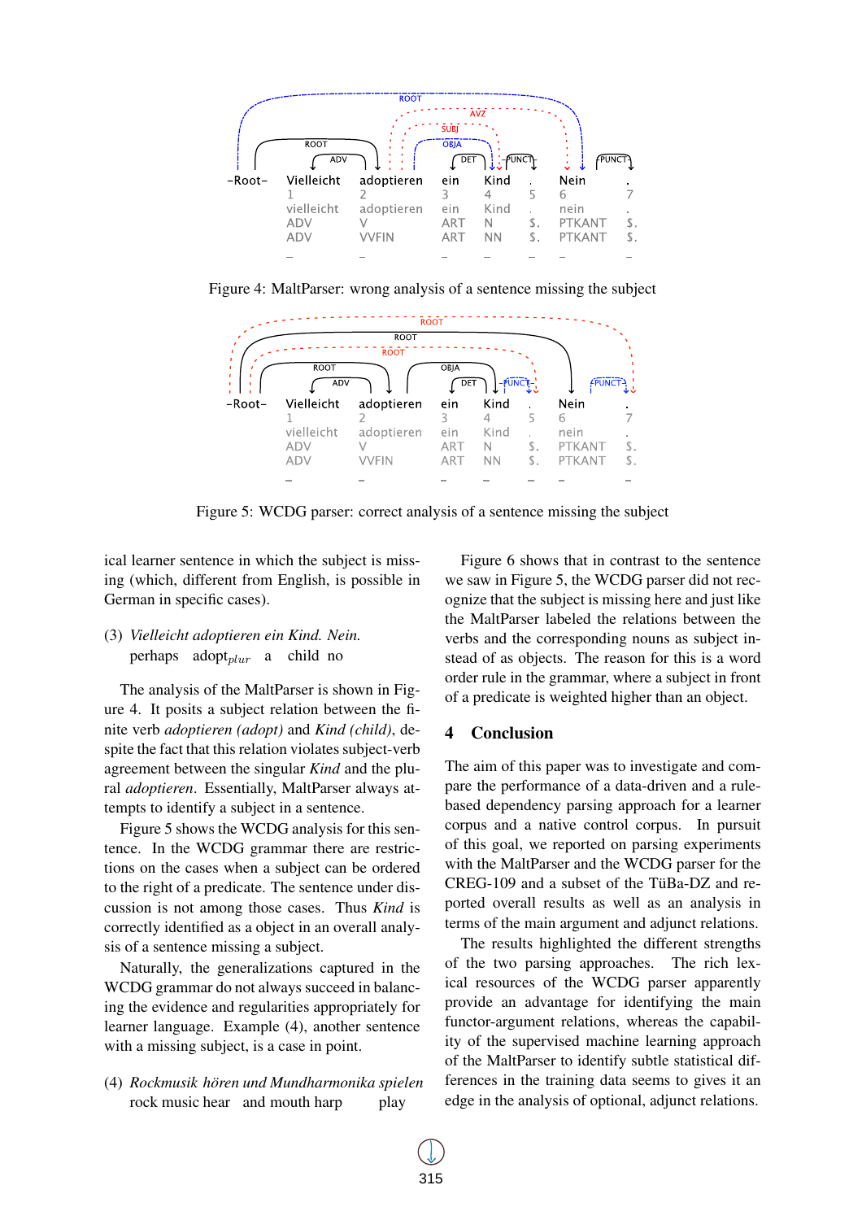Figure 4: MaltParser: wrong analysis of a sentence missing the subject

Figure 5: WCDG parser: correct analysis of a sentence missing the subject

ical learner sentence in which the subject is missing (which, different from English, is possible in German in specific cases).

(3) *Vielleicht adoptieren ein Kind. Nein.*
perhaps adopt$_{plur}$ a child no

The analysis of the MaltParser is shown in Figure 4. It posits a subject relation between the finite verb *adoptieren (adopt)* and *Kind (child)*, despite the fact that this relation violates subject-verb agreement between the singular *Kind* and the plural *adoptieren*. Essentially, MaltParser always attempts to identify a subject in a sentence.

Figure 5 shows the WCDG analysis for this sentence. In the WCDG grammar there are restrictions on the cases when a subject can be ordered to the right of a predicate. The sentence under discussion is not among those cases. Thus *Kind* is correctly identified as a object in an overall analysis of a sentence missing a subject.

Naturally, the generalizations captured in the WCDG grammar do not always succeed in balancing the evidence and regularities appropriately for learner language. Example (4), another sentence with a missing subject, is a case in point.

(4) *Rockmusik hören und Mundharmonika spielen*
rock music hear and mouth harp play

Figure 6 shows that in contrast to the sentence we saw in Figure 5, the WCDG parser did not recognize that the subject is missing here and just like the MaltParser labeled the relations between the verbs and the corresponding nouns as subject instead of as objects. The reason for this is a word order rule in the grammar, where a subject in front of a predicate is weighted higher than an object.

## 4 Conclusion

The aim of this paper was to investigate and compare the performance of a data-driven and a rule-based dependency parsing approach for a learner corpus and a native control corpus. In pursuit of this goal, we reported on parsing experiments with the MaltParser and the WCDG parser for the CREG-109 and a subset of the TüBa-DZ and reported overall results as well as an analysis in terms of the main argument and adjunct relations.

The results highlighted the different strengths of the two parsing approaches. The rich lexical resources of the WCDG parser apparently provide an advantage for identifying the main functor-argument relations, whereas the capability of the supervised machine learning approach of the MaltParser to identify subtle statistical differences in the training data seems to gives it an edge in the analysis of optional, adjunct relations.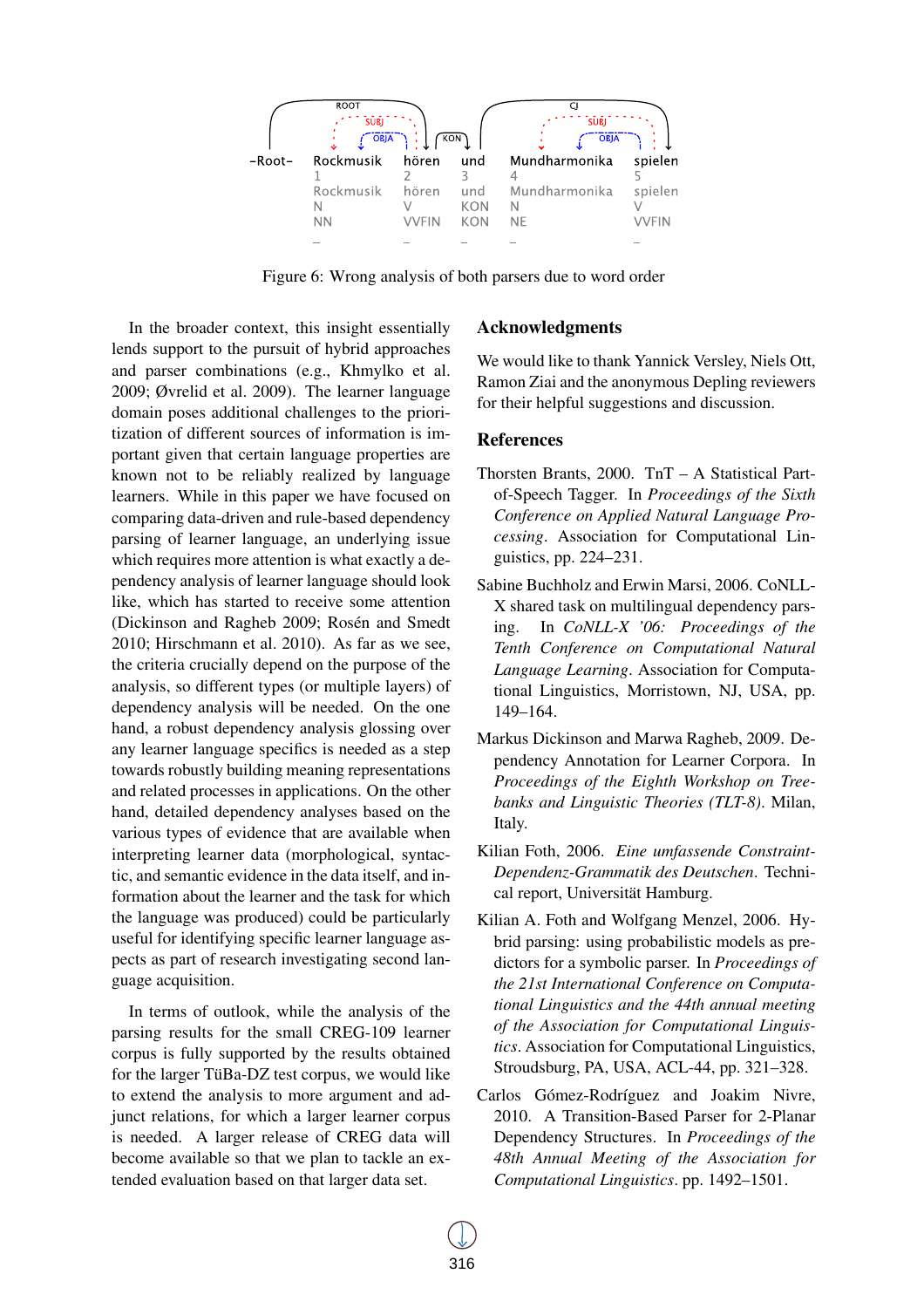Figure 6: Wrong analysis of both parsers due to word order

In the broader context, this insight essentially lends support to the pursuit of hybrid approaches and parser combinations (e.g., Khmylko et al. 2009; Øvrelid et al. 2009). The learner language domain poses additional challenges to the prioritization of different sources of information is important given that certain language properties are known not to be reliably realized by language learners. While in this paper we have focused on comparing data-driven and rule-based dependency parsing of learner language, an underlying issue which requires more attention is what exactly a dependency analysis of learner language should look like, which has started to receive some attention (Dickinson and Ragheb 2009; Rosén and Smedt 2010; Hirschmann et al. 2010). As far as we see, the criteria crucially depend on the purpose of the analysis, so different types (or multiple layers) of dependency analysis will be needed. On the one hand, a robust dependency analysis glossing over any learner language specifics is needed as a step towards robustly building meaning representations and related processes in applications. On the other hand, detailed dependency analyses based on the various types of evidence that are available when interpreting learner data (morphological, syntactic, and semantic evidence in the data itself, and information about the learner and the task for which the language was produced) could be particularly useful for identifying specific learner language aspects as part of research investigating second language acquisition.

In terms of outlook, while the analysis of the parsing results for the small CREG-109 learner corpus is fully supported by the results obtained for the larger TüBa-DZ test corpus, we would like to extend the analysis to more argument and adjunct relations, for which a larger learner corpus is needed. A larger release of CREG data will become available so that we plan to tackle an extended evaluation based on that larger data set.

## Acknowledgments

We would like to thank Yannick Versley, Niels Ott, Ramon Ziai and the anonymous Depling reviewers for their helpful suggestions and discussion.

## References

Thorsten Brants, 2000. TnT – A Statistical Part-of-Speech Tagger. In *Proceedings of the Sixth Conference on Applied Natural Language Processing*. Association for Computational Linguistics, pp. 224–231.

Sabine Buchholz and Erwin Marsi, 2006. CoNLL-X shared task on multilingual dependency parsing. In *CoNLL-X '06: Proceedings of the Tenth Conference on Computational Natural Language Learning*. Association for Computational Linguistics, Morristown, NJ, USA, pp. 149–164.

Markus Dickinson and Marwa Ragheb, 2009. Dependency Annotation for Learner Corpora. In *Proceedings of the Eighth Workshop on Treebanks and Linguistic Theories (TLT-8)*. Milan, Italy.

Kilian Foth, 2006. *Eine umfassende Constraint-Dependenz-Grammatik des Deutschen*. Technical report, Universität Hamburg.

Kilian A. Foth and Wolfgang Menzel, 2006. Hybrid parsing: using probabilistic models as predictors for a symbolic parser. In *Proceedings of the 21st International Conference on Computational Linguistics and the 44th annual meeting of the Association for Computational Linguistics*. Association for Computational Linguistics, Stroudsburg, PA, USA, ACL-44, pp. 321–328.

Carlos Gómez-Rodríguez and Joakim Nivre, 2010. A Transition-Based Parser for 2-Planar Dependency Structures. In *Proceedings of the 48th Annual Meeting of the Association for Computational Linguistics*. pp. 1492–1501.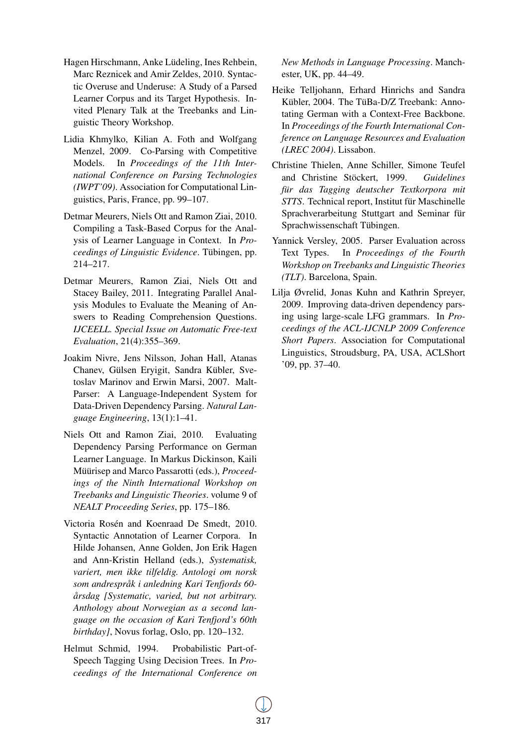Hagen Hirschmann, Anke Lüdeling, Ines Rehbein, Marc Reznicek and Amir Zeldes, 2010. Syntactic Overuse and Underuse: A Study of a Parsed Learner Corpus and its Target Hypothesis. Invited Plenary Talk at the Treebanks and Linguistic Theory Workshop.

Lidia Khmylko, Kilian A. Foth and Wolfgang Menzel, 2009. Co-Parsing with Competitive Models. In *Proceedings of the 11th International Conference on Parsing Technologies (IWPT'09)*. Association for Computational Linguistics, Paris, France, pp. 99–107.

Detmar Meurers, Niels Ott and Ramon Ziai, 2010. Compiling a Task-Based Corpus for the Analysis of Learner Language in Context. In *Proceedings of Linguistic Evidence*. Tübingen, pp. 214–217.

Detmar Meurers, Ramon Ziai, Niels Ott and Stacey Bailey, 2011. Integrating Parallel Analysis Modules to Evaluate the Meaning of Answers to Reading Comprehension Questions. *IJCEELL. Special Issue on Automatic Free-text Evaluation*, 21(4):355–369.

Joakim Nivre, Jens Nilsson, Johan Hall, Atanas Chanev, Gülsen Eryigit, Sandra Kübler, Svetoslav Marinov and Erwin Marsi, 2007. MaltParser: A Language-Independent System for Data-Driven Dependency Parsing. *Natural Language Engineering*, 13(1):1–41.

Niels Ott and Ramon Ziai, 2010. Evaluating Dependency Parsing Performance on German Learner Language. In Markus Dickinson, Kaili Müürisep and Marco Passarotti (eds.), *Proceedings of the Ninth International Workshop on Treebanks and Linguistic Theories*. volume 9 of *NEALT Proceeding Series*, pp. 175–186.

Victoria Rosén and Koenraad De Smedt, 2010. Syntactic Annotation of Learner Corpora. In Hilde Johansen, Anne Golden, Jon Erik Hagen and Ann-Kristin Helland (eds.), *Systematisk, variert, men ikke tilfeldig. Antologi om norsk som andrespråk i anledning Kari Tenfjords 60-årsdag [Systematic, varied, but not arbitrary. Anthology about Norwegian as a second language on the occasion of Kari Tenfjord's 60th birthday]*, Novus forlag, Oslo, pp. 120–132.

Helmut Schmid, 1994. Probabilistic Part-of-Speech Tagging Using Decision Trees. In *Proceedings of the International Conference on New Methods in Language Processing*. Manchester, UK, pp. 44–49.

Heike Telljohann, Erhard Hinrichs and Sandra Kübler, 2004. The TüBa-D/Z Treebank: Annotating German with a Context-Free Backbone. In *Proceedings of the Fourth International Conference on Language Resources and Evaluation (LREC 2004)*. Lissabon.

Christine Thielen, Anne Schiller, Simone Teufel and Christine Stöckert, 1999. *Guidelines für das Tagging deutscher Textkorpora mit STTS*. Technical report, Institut für Maschinelle Sprachverarbeitung Stuttgart and Seminar für Sprachwissenschaft Tübingen.

Yannick Versley, 2005. Parser Evaluation across Text Types. In *Proceedings of the Fourth Workshop on Treebanks and Linguistic Theories (TLT)*. Barcelona, Spain.

Lilja Øvrelid, Jonas Kuhn and Kathrin Spreyer, 2009. Improving data-driven dependency parsing using large-scale LFG grammars. In *Proceedings of the ACL-IJCNLP 2009 Conference Short Papers*. Association for Computational Linguistics, Stroudsburg, PA, USA, ACLShort '09, pp. 37–40.